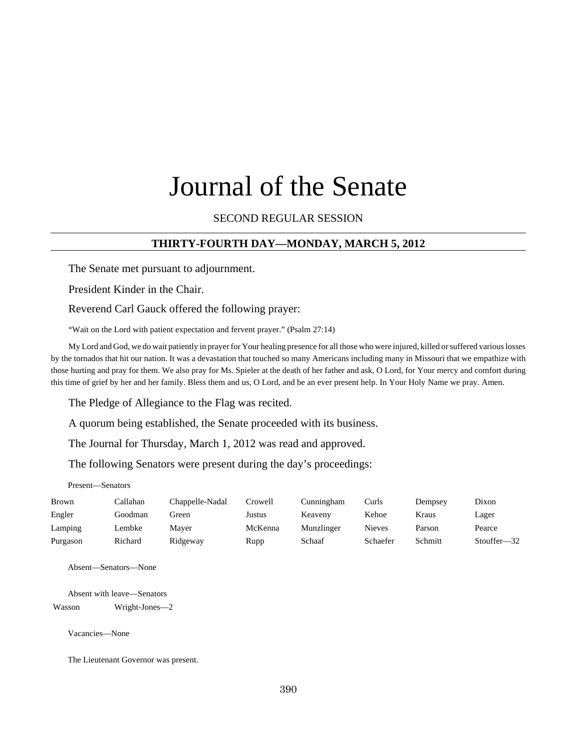# Journal of the Senate

SECOND REGULAR SESSION

## THIRTY-FOURTH DAY—MONDAY, MARCH 5, 2012

The Senate met pursuant to adjournment.

President Kinder in the Chair.

Reverend Carl Gauck offered the following prayer:

"Wait on the Lord with patient expectation and fervent prayer." (Psalm 27:14)

My Lord and God, we do wait patiently in prayer for Your healing presence for all those who were injured, killed or suffered various losses by the tornados that hit our nation. It was a devastation that touched so many Americans including many in Missouri that we empathize with those hurting and pray for them. We also pray for Ms. Spieler at the death of her father and ask, O Lord, for Your mercy and comfort during this time of grief by her and her family. Bless them and us, O Lord, and be an ever present help. In Your Holy Name we pray. Amen.

The Pledge of Allegiance to the Flag was recited.

A quorum being established, the Senate proceeded with its business.

The Journal for Thursday, March 1, 2012 was read and approved.

The following Senators were present during the day's proceedings:

Present—Senators

| | | | | | | | |
|---|---|---|---|---|---|---|---|
| Brown | Callahan | Chappelle-Nadal | Crowell | Cunningham | Curls | Dempsey | Dixon |
| Engler | Goodman | Green | Justus | Keaveny | Kehoe | Kraus | Lager |
| Lamping | Lembke | Mayer | McKenna | Munzlinger | Nieves | Parson | Pearce |
| Purgason | Richard | Ridgeway | Rupp | Schaaf | Schaefer | Schmitt | Stouffer—32 |

Absent—Senators—None

Absent with leave—Senators

| | |
|---|---|
| Wasson | Wright-Jones—2 |

Vacancies—None

The Lieutenant Governor was present.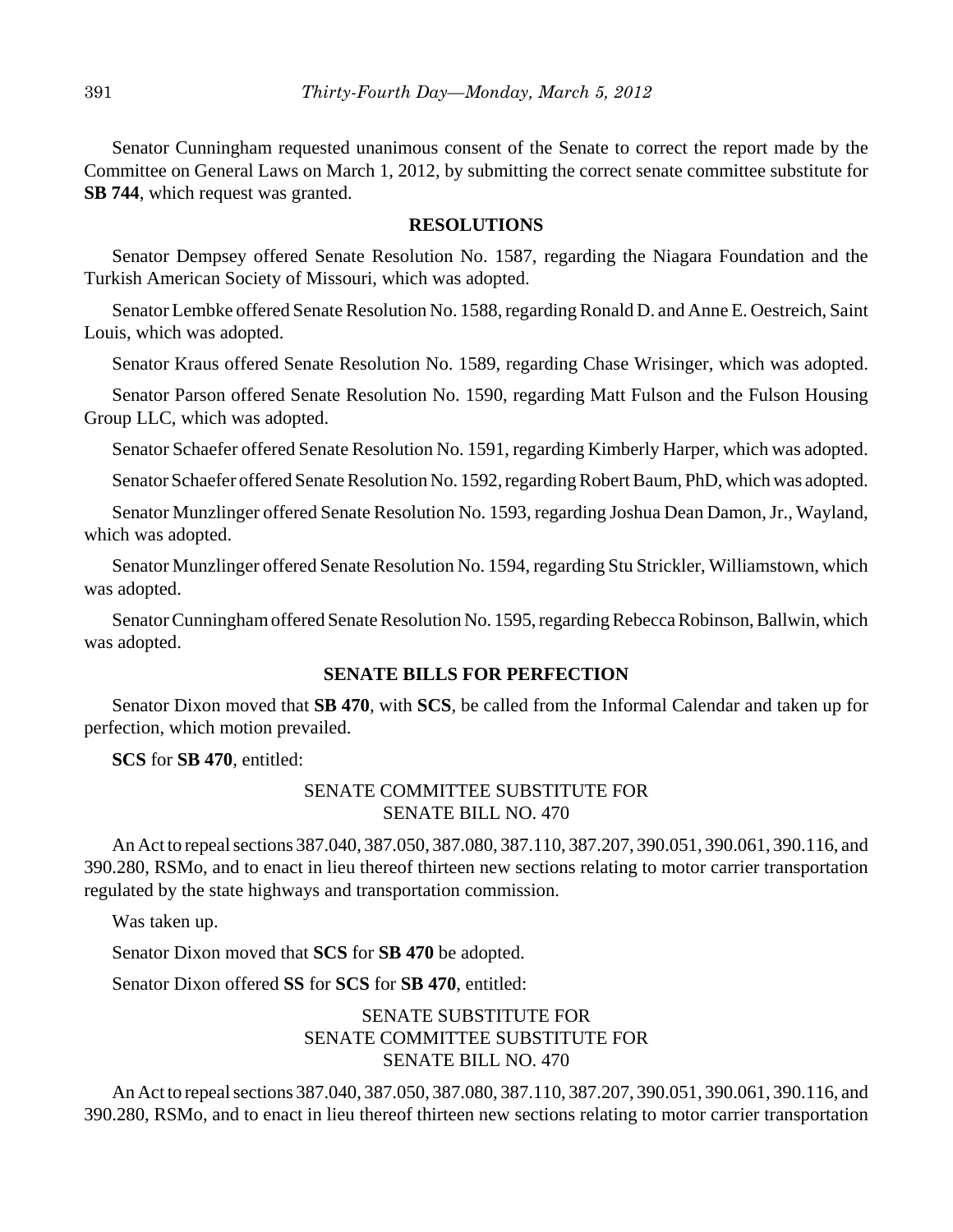Senator Cunningham requested unanimous consent of the Senate to correct the report made by the Committee on General Laws on March 1, 2012, by submitting the correct senate committee substitute for **SB 744**, which request was granted.

## RESOLUTIONS

Senator Dempsey offered Senate Resolution No. 1587, regarding the Niagara Foundation and the Turkish American Society of Missouri, which was adopted.

Senator Lembke offered Senate Resolution No. 1588, regarding Ronald D. and Anne E. Oestreich, Saint Louis, which was adopted.

Senator Kraus offered Senate Resolution No. 1589, regarding Chase Wrisinger, which was adopted.

Senator Parson offered Senate Resolution No. 1590, regarding Matt Fulson and the Fulson Housing Group LLC, which was adopted.

Senator Schaefer offered Senate Resolution No. 1591, regarding Kimberly Harper, which was adopted.

Senator Schaefer offered Senate Resolution No. 1592, regarding Robert Baum, PhD, which was adopted.

Senator Munzlinger offered Senate Resolution No. 1593, regarding Joshua Dean Damon, Jr., Wayland, which was adopted.

Senator Munzlinger offered Senate Resolution No. 1594, regarding Stu Strickler, Williamstown, which was adopted.

Senator Cunningham offered Senate Resolution No. 1595, regarding Rebecca Robinson, Ballwin, which was adopted.

## SENATE BILLS FOR PERFECTION

Senator Dixon moved that **SB 470**, with **SCS**, be called from the Informal Calendar and taken up for perfection, which motion prevailed.

**SCS** for **SB 470**, entitled:

SENATE COMMITTEE SUBSTITUTE FOR
SENATE BILL NO. 470

An Act to repeal sections 387.040, 387.050, 387.080, 387.110, 387.207, 390.051, 390.061, 390.116, and 390.280, RSMo, and to enact in lieu thereof thirteen new sections relating to motor carrier transportation regulated by the state highways and transportation commission.

Was taken up.

Senator Dixon moved that **SCS** for **SB 470** be adopted.

Senator Dixon offered **SS** for **SCS** for **SB 470**, entitled:

SENATE SUBSTITUTE FOR
SENATE COMMITTEE SUBSTITUTE FOR
SENATE BILL NO. 470

An Act to repeal sections 387.040, 387.050, 387.080, 387.110, 387.207, 390.051, 390.061, 390.116, and 390.280, RSMo, and to enact in lieu thereof thirteen new sections relating to motor carrier transportation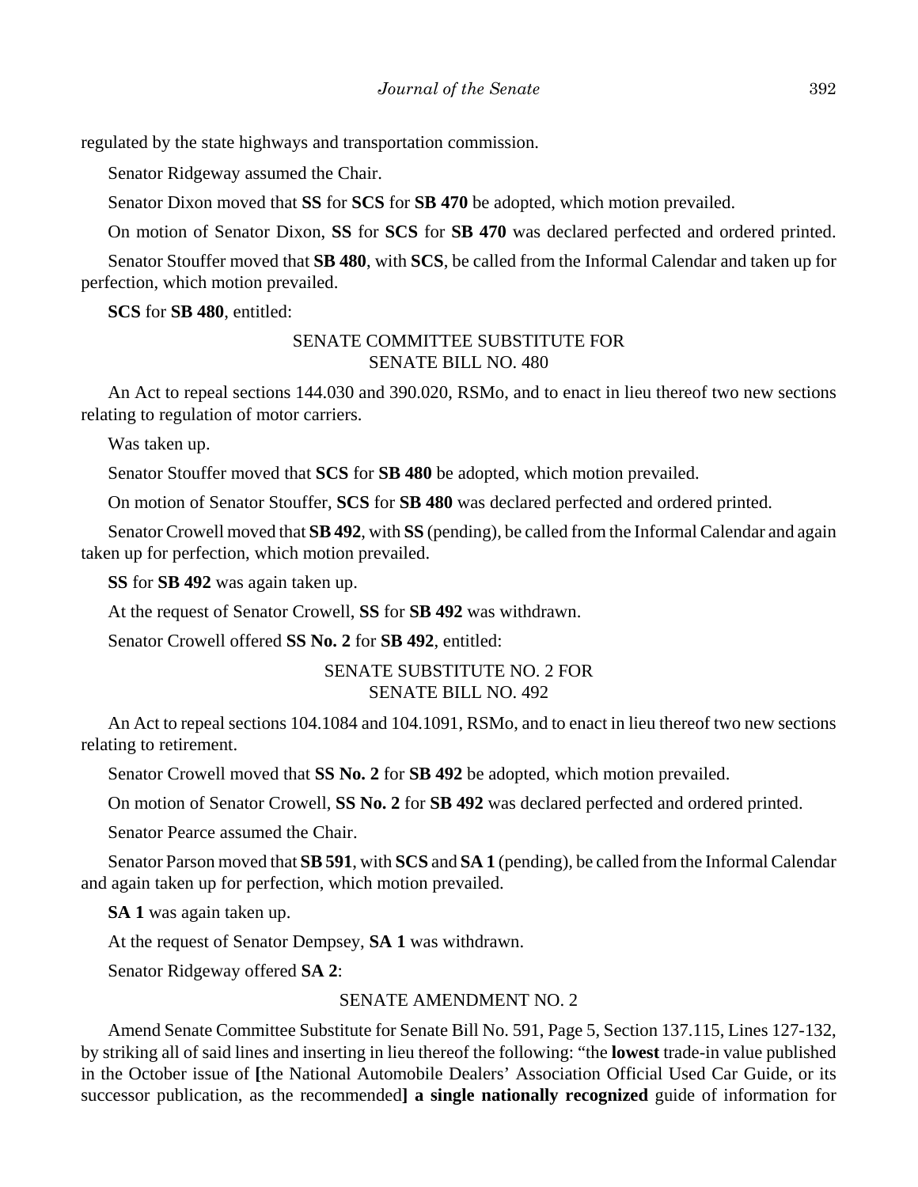regulated by the state highways and transportation commission.

Senator Ridgeway assumed the Chair.

Senator Dixon moved that **SS** for **SCS** for **SB 470** be adopted, which motion prevailed.

On motion of Senator Dixon, **SS** for **SCS** for **SB 470** was declared perfected and ordered printed.

Senator Stouffer moved that **SB 480**, with **SCS**, be called from the Informal Calendar and taken up for perfection, which motion prevailed.

**SCS** for **SB 480**, entitled:

SENATE COMMITTEE SUBSTITUTE FOR
SENATE BILL NO. 480

An Act to repeal sections 144.030 and 390.020, RSMo, and to enact in lieu thereof two new sections relating to regulation of motor carriers.

Was taken up.

Senator Stouffer moved that **SCS** for **SB 480** be adopted, which motion prevailed.

On motion of Senator Stouffer, **SCS** for **SB 480** was declared perfected and ordered printed.

Senator Crowell moved that **SB 492**, with **SS** (pending), be called from the Informal Calendar and again taken up for perfection, which motion prevailed.

**SS** for **SB 492** was again taken up.

At the request of Senator Crowell, **SS** for **SB 492** was withdrawn.

Senator Crowell offered **SS No. 2** for **SB 492**, entitled:

SENATE SUBSTITUTE NO. 2 FOR
SENATE BILL NO. 492

An Act to repeal sections 104.1084 and 104.1091, RSMo, and to enact in lieu thereof two new sections relating to retirement.

Senator Crowell moved that **SS No. 2** for **SB 492** be adopted, which motion prevailed.

On motion of Senator Crowell, **SS No. 2** for **SB 492** was declared perfected and ordered printed.

Senator Pearce assumed the Chair.

Senator Parson moved that **SB 591**, with **SCS** and **SA 1** (pending), be called from the Informal Calendar and again taken up for perfection, which motion prevailed.

**SA 1** was again taken up.

At the request of Senator Dempsey, **SA 1** was withdrawn.

Senator Ridgeway offered **SA 2**:

SENATE AMENDMENT NO. 2

Amend Senate Committee Substitute for Senate Bill No. 591, Page 5, Section 137.115, Lines 127-132, by striking all of said lines and inserting in lieu thereof the following: "the **lowest** trade-in value published in the October issue of **[**the National Automobile Dealers' Association Official Used Car Guide, or its successor publication, as the recommended**] a single nationally recognized** guide of information for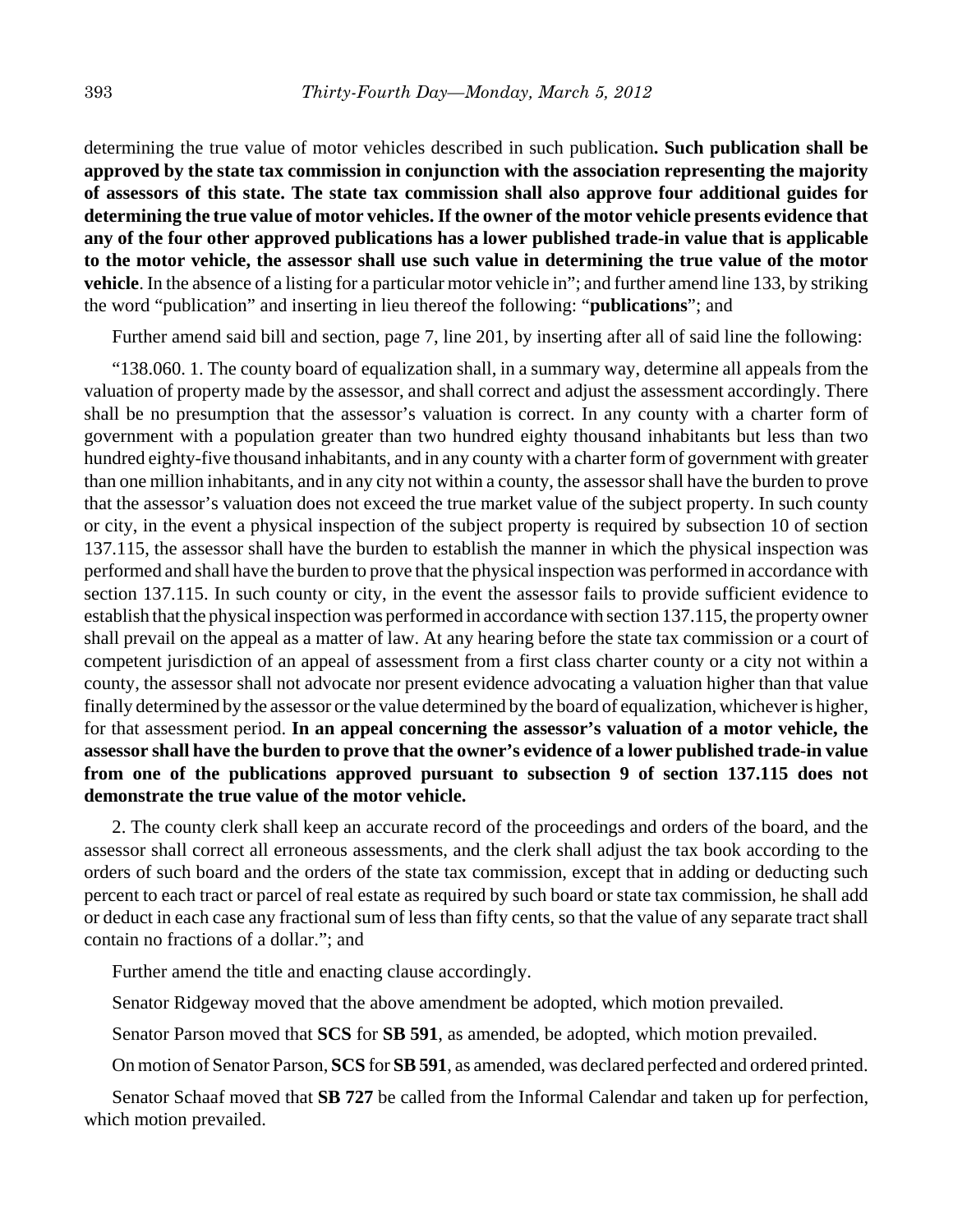determining the true value of motor vehicles described in such publication**. Such publication shall be approved by the state tax commission in conjunction with the association representing the majority of assessors of this state. The state tax commission shall also approve four additional guides for determining the true value of motor vehicles. If the owner of the motor vehicle presents evidence that any of the four other approved publications has a lower published trade-in value that is applicable to the motor vehicle, the assessor shall use such value in determining the true value of the motor vehicle**. In the absence of a listing for a particular motor vehicle in"; and further amend line 133, by striking the word "publication" and inserting in lieu thereof the following: "**publications**"; and

Further amend said bill and section, page 7, line 201, by inserting after all of said line the following:

"138.060. 1. The county board of equalization shall, in a summary way, determine all appeals from the valuation of property made by the assessor, and shall correct and adjust the assessment accordingly. There shall be no presumption that the assessor's valuation is correct. In any county with a charter form of government with a population greater than two hundred eighty thousand inhabitants but less than two hundred eighty-five thousand inhabitants, and in any county with a charter form of government with greater than one million inhabitants, and in any city not within a county, the assessor shall have the burden to prove that the assessor's valuation does not exceed the true market value of the subject property. In such county or city, in the event a physical inspection of the subject property is required by subsection 10 of section 137.115, the assessor shall have the burden to establish the manner in which the physical inspection was performed and shall have the burden to prove that the physical inspection was performed in accordance with section 137.115. In such county or city, in the event the assessor fails to provide sufficient evidence to establish that the physical inspection was performed in accordance with section 137.115, the property owner shall prevail on the appeal as a matter of law. At any hearing before the state tax commission or a court of competent jurisdiction of an appeal of assessment from a first class charter county or a city not within a county, the assessor shall not advocate nor present evidence advocating a valuation higher than that value finally determined by the assessor or the value determined by the board of equalization, whichever is higher, for that assessment period. **In an appeal concerning the assessor's valuation of a motor vehicle, the assessor shall have the burden to prove that the owner's evidence of a lower published trade-in value from one of the publications approved pursuant to subsection 9 of section 137.115 does not demonstrate the true value of the motor vehicle.**

2. The county clerk shall keep an accurate record of the proceedings and orders of the board, and the assessor shall correct all erroneous assessments, and the clerk shall adjust the tax book according to the orders of such board and the orders of the state tax commission, except that in adding or deducting such percent to each tract or parcel of real estate as required by such board or state tax commission, he shall add or deduct in each case any fractional sum of less than fifty cents, so that the value of any separate tract shall contain no fractions of a dollar."; and

Further amend the title and enacting clause accordingly.

Senator Ridgeway moved that the above amendment be adopted, which motion prevailed.

Senator Parson moved that **SCS** for **SB 591**, as amended, be adopted, which motion prevailed.

On motion of Senator Parson, **SCS** for **SB 591**, as amended, was declared perfected and ordered printed.

Senator Schaaf moved that **SB 727** be called from the Informal Calendar and taken up for perfection, which motion prevailed.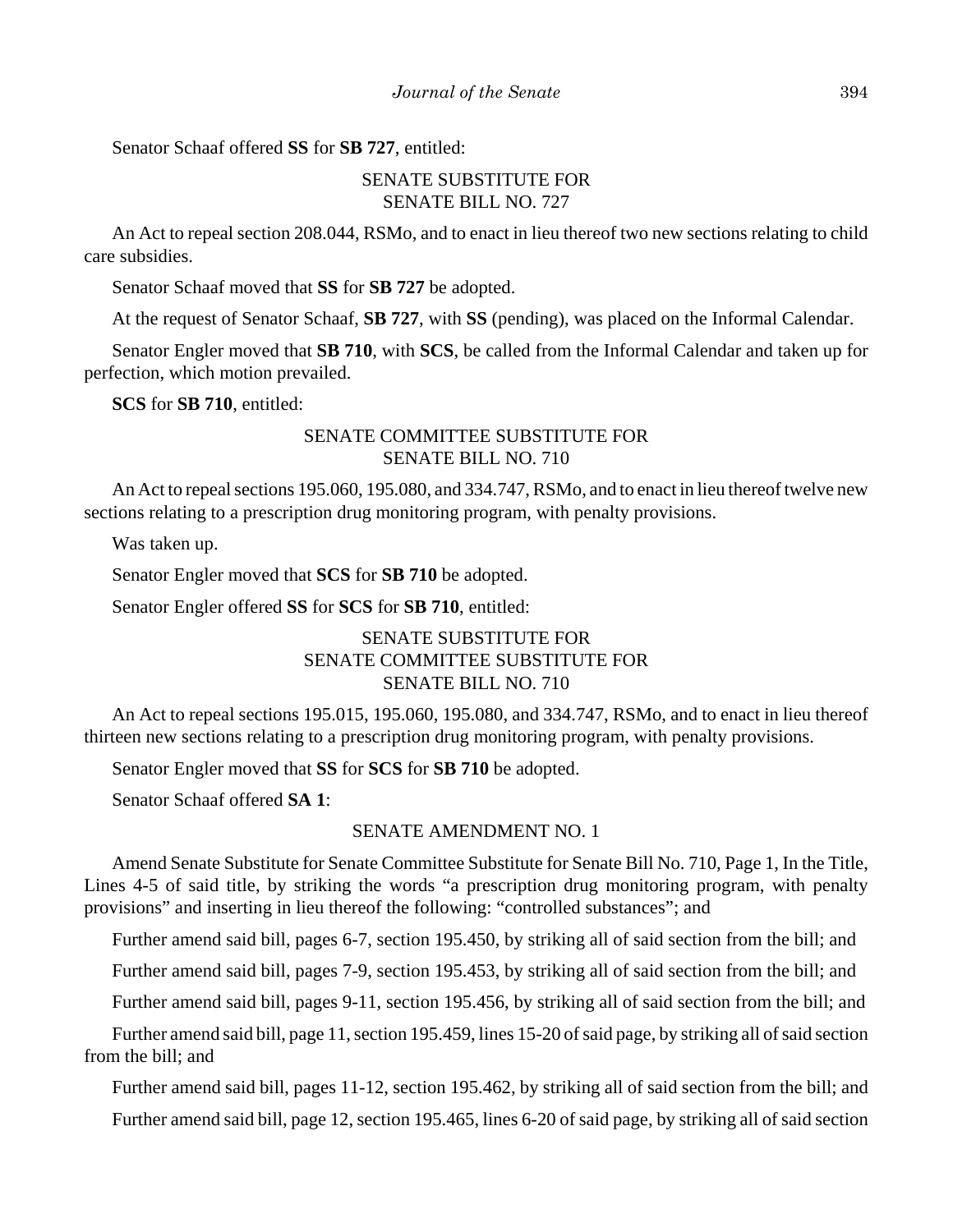Senator Schaaf offered **SS** for **SB 727**, entitled:

SENATE SUBSTITUTE FOR
SENATE BILL NO. 727

An Act to repeal section 208.044, RSMo, and to enact in lieu thereof two new sections relating to child care subsidies.

Senator Schaaf moved that **SS** for **SB 727** be adopted.

At the request of Senator Schaaf, **SB 727**, with **SS** (pending), was placed on the Informal Calendar.

Senator Engler moved that **SB 710**, with **SCS**, be called from the Informal Calendar and taken up for perfection, which motion prevailed.

**SCS** for **SB 710**, entitled:

SENATE COMMITTEE SUBSTITUTE FOR
SENATE BILL NO. 710

An Act to repeal sections 195.060, 195.080, and 334.747, RSMo, and to enact in lieu thereof twelve new sections relating to a prescription drug monitoring program, with penalty provisions.

Was taken up.

Senator Engler moved that **SCS** for **SB 710** be adopted.

Senator Engler offered **SS** for **SCS** for **SB 710**, entitled:

SENATE SUBSTITUTE FOR
SENATE COMMITTEE SUBSTITUTE FOR
SENATE BILL NO. 710

An Act to repeal sections 195.015, 195.060, 195.080, and 334.747, RSMo, and to enact in lieu thereof thirteen new sections relating to a prescription drug monitoring program, with penalty provisions.

Senator Engler moved that **SS** for **SCS** for **SB 710** be adopted.

Senator Schaaf offered **SA 1**:

SENATE AMENDMENT NO. 1

Amend Senate Substitute for Senate Committee Substitute for Senate Bill No. 710, Page 1, In the Title, Lines 4-5 of said title, by striking the words "a prescription drug monitoring program, with penalty provisions" and inserting in lieu thereof the following: "controlled substances"; and

Further amend said bill, pages 6-7, section 195.450, by striking all of said section from the bill; and

Further amend said bill, pages 7-9, section 195.453, by striking all of said section from the bill; and

Further amend said bill, pages 9-11, section 195.456, by striking all of said section from the bill; and

Further amend said bill, page 11, section 195.459, lines 15-20 of said page, by striking all of said section from the bill; and

Further amend said bill, pages 11-12, section 195.462, by striking all of said section from the bill; and

Further amend said bill, page 12, section 195.465, lines 6-20 of said page, by striking all of said section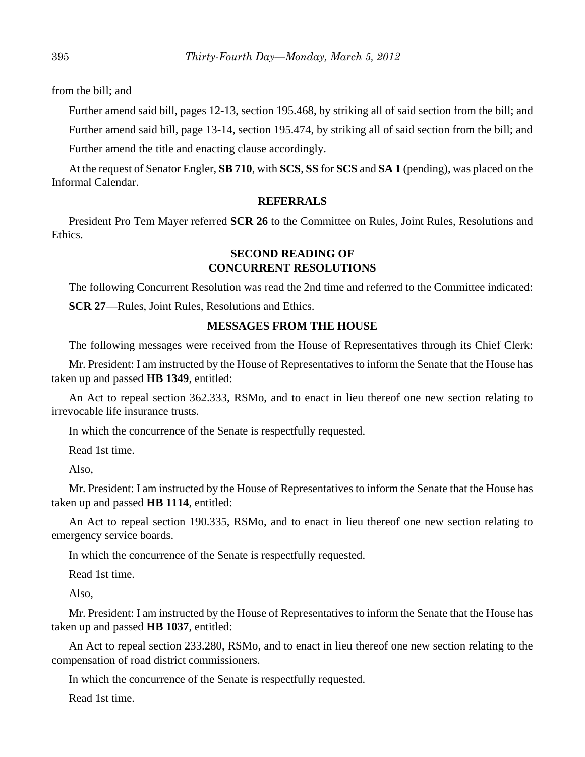from the bill; and

Further amend said bill, pages 12-13, section 195.468, by striking all of said section from the bill; and

Further amend said bill, page 13-14, section 195.474, by striking all of said section from the bill; and

Further amend the title and enacting clause accordingly.

At the request of Senator Engler, **SB 710**, with **SCS**, **SS** for **SCS** and **SA 1** (pending), was placed on the Informal Calendar.

## REFERRALS

President Pro Tem Mayer referred **SCR 26** to the Committee on Rules, Joint Rules, Resolutions and Ethics.

## SECOND READING OF CONCURRENT RESOLUTIONS

The following Concurrent Resolution was read the 2nd time and referred to the Committee indicated:

**SCR 27**—Rules, Joint Rules, Resolutions and Ethics.

## MESSAGES FROM THE HOUSE

The following messages were received from the House of Representatives through its Chief Clerk:

Mr. President: I am instructed by the House of Representatives to inform the Senate that the House has taken up and passed **HB 1349**, entitled:

An Act to repeal section 362.333, RSMo, and to enact in lieu thereof one new section relating to irrevocable life insurance trusts.

In which the concurrence of the Senate is respectfully requested.

Read 1st time.

Also,

Mr. President: I am instructed by the House of Representatives to inform the Senate that the House has taken up and passed **HB 1114**, entitled:

An Act to repeal section 190.335, RSMo, and to enact in lieu thereof one new section relating to emergency service boards.

In which the concurrence of the Senate is respectfully requested.

Read 1st time.

Also,

Mr. President: I am instructed by the House of Representatives to inform the Senate that the House has taken up and passed **HB 1037**, entitled:

An Act to repeal section 233.280, RSMo, and to enact in lieu thereof one new section relating to the compensation of road district commissioners.

In which the concurrence of the Senate is respectfully requested.

Read 1st time.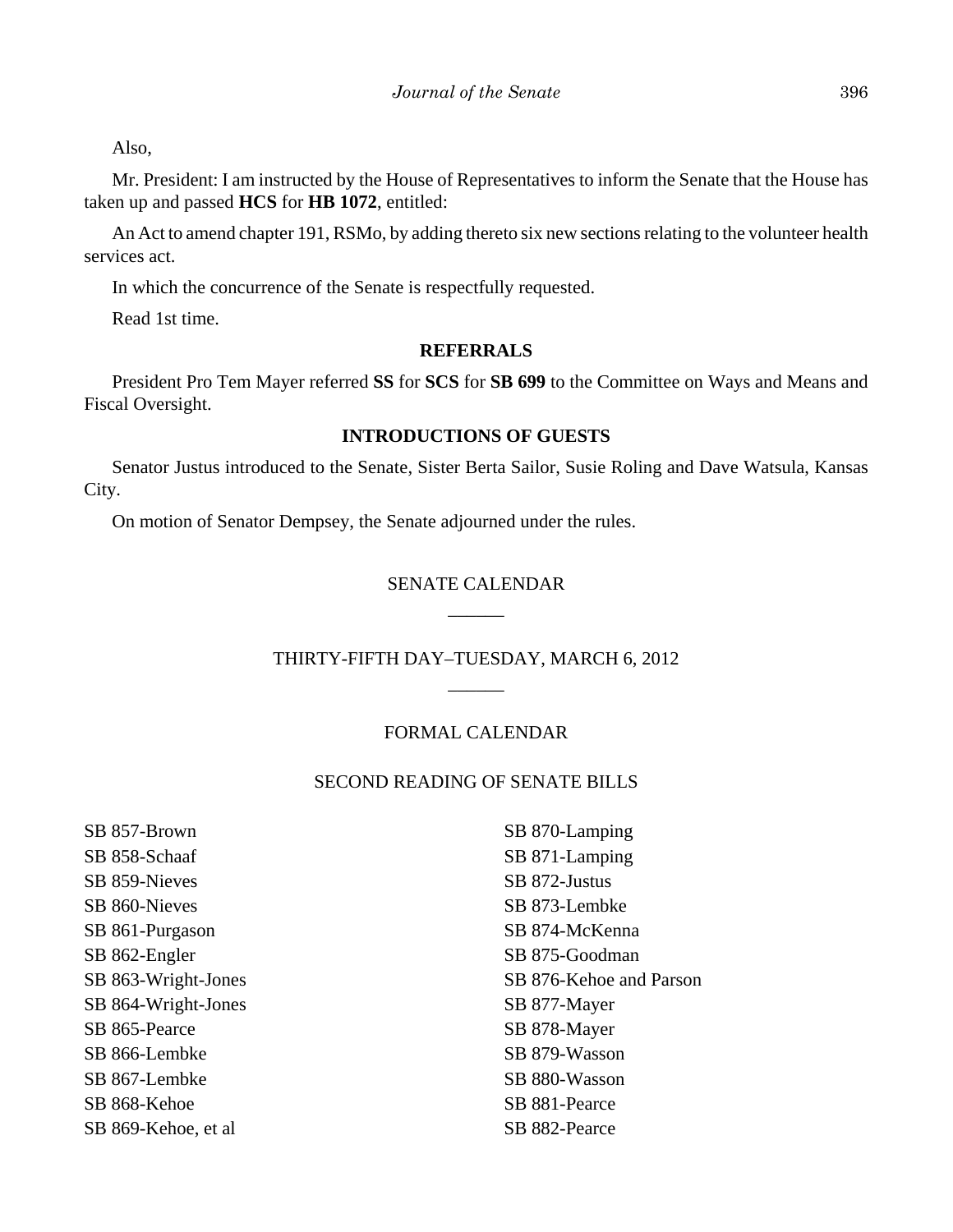Also,

Mr. President: I am instructed by the House of Representatives to inform the Senate that the House has taken up and passed **HCS** for **HB 1072**, entitled:

An Act to amend chapter 191, RSMo, by adding thereto six new sections relating to the volunteer health services act.

In which the concurrence of the Senate is respectfully requested.

Read 1st time.

## REFERRALS

President Pro Tem Mayer referred **SS** for **SCS** for **SB 699** to the Committee on Ways and Means and Fiscal Oversight.

## INTRODUCTIONS OF GUESTS

Senator Justus introduced to the Senate, Sister Berta Sailor, Susie Roling and Dave Watsula, Kansas City.

On motion of Senator Dempsey, the Senate adjourned under the rules.

## SENATE CALENDAR

______

## THIRTY-FIFTH DAY–TUESDAY, MARCH 6, 2012

______

## FORMAL CALENDAR

### SECOND READING OF SENATE BILLS

SB 857-Brown
SB 858-Schaaf
SB 859-Nieves
SB 860-Nieves
SB 861-Purgason
SB 862-Engler
SB 863-Wright-Jones
SB 864-Wright-Jones
SB 865-Pearce
SB 866-Lembke
SB 867-Lembke
SB 868-Kehoe
SB 869-Kehoe, et al
SB 870-Lamping
SB 871-Lamping
SB 872-Justus
SB 873-Lembke
SB 874-McKenna
SB 875-Goodman
SB 876-Kehoe and Parson
SB 877-Mayer
SB 878-Mayer
SB 879-Wasson
SB 880-Wasson
SB 881-Pearce
SB 882-Pearce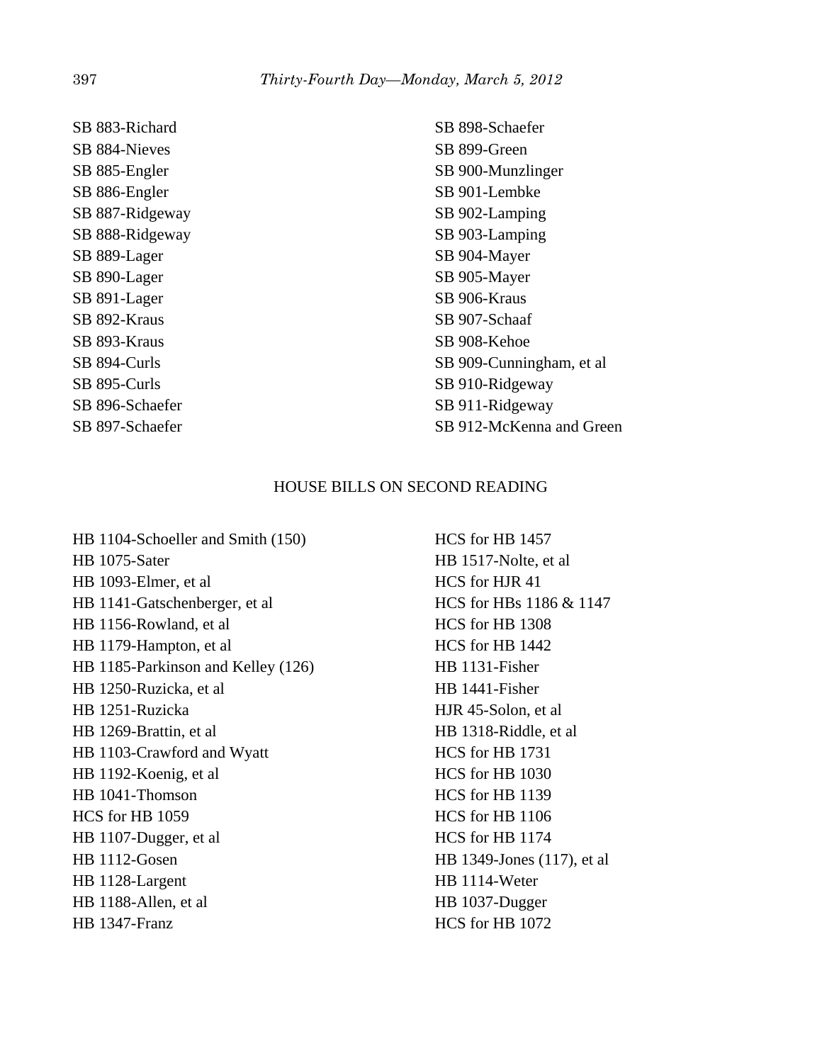SB 883-Richard
SB 884-Nieves
SB 885-Engler
SB 886-Engler
SB 887-Ridgeway
SB 888-Ridgeway
SB 889-Lager
SB 890-Lager
SB 891-Lager
SB 892-Kraus
SB 893-Kraus
SB 894-Curls
SB 895-Curls
SB 896-Schaefer
SB 897-Schaefer
SB 898-Schaefer
SB 899-Green
SB 900-Munzlinger
SB 901-Lembke
SB 902-Lamping
SB 903-Lamping
SB 904-Mayer
SB 905-Mayer
SB 906-Kraus
SB 907-Schaaf
SB 908-Kehoe
SB 909-Cunningham, et al
SB 910-Ridgeway
SB 911-Ridgeway
SB 912-McKenna and Green

HOUSE BILLS ON SECOND READING

HB 1104-Schoeller and Smith (150)
HB 1075-Sater
HB 1093-Elmer, et al
HB 1141-Gatschenberger, et al
HB 1156-Rowland, et al
HB 1179-Hampton, et al
HB 1185-Parkinson and Kelley (126)
HB 1250-Ruzicka, et al
HB 1251-Ruzicka
HB 1269-Brattin, et al
HB 1103-Crawford and Wyatt
HB 1192-Koenig, et al
HB 1041-Thomson
HCS for HB 1059
HB 1107-Dugger, et al
HB 1112-Gosen
HB 1128-Largent
HB 1188-Allen, et al
HB 1347-Franz
HCS for HB 1457
HB 1517-Nolte, et al
HCS for HJR 41
HCS for HBs 1186 & 1147
HCS for HB 1308
HCS for HB 1442
HB 1131-Fisher
HB 1441-Fisher
HJR 45-Solon, et al
HB 1318-Riddle, et al
HCS for HB 1731
HCS for HB 1030
HCS for HB 1139
HCS for HB 1106
HCS for HB 1174
HB 1349-Jones (117), et al
HB 1114-Weter
HB 1037-Dugger
HCS for HB 1072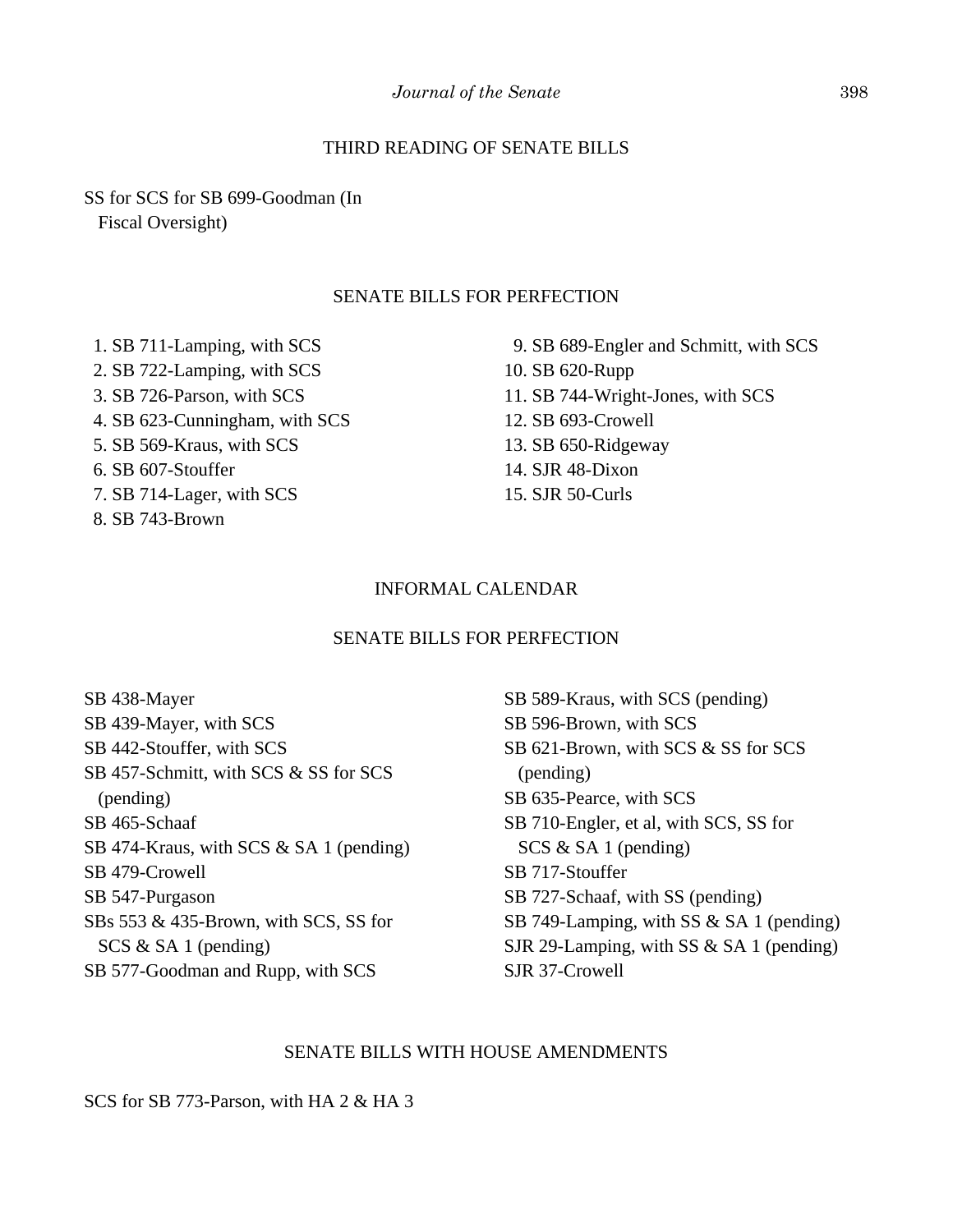## THIRD READING OF SENATE BILLS

SS for SCS for SB 699-Goodman (In Fiscal Oversight)

## SENATE BILLS FOR PERFECTION

1. SB 711-Lamping, with SCS
2. SB 722-Lamping, with SCS
3. SB 726-Parson, with SCS
4. SB 623-Cunningham, with SCS
5. SB 569-Kraus, with SCS
6. SB 607-Stouffer
7. SB 714-Lager, with SCS
8. SB 743-Brown
9. SB 689-Engler and Schmitt, with SCS
10. SB 620-Rupp
11. SB 744-Wright-Jones, with SCS
12. SB 693-Crowell
13. SB 650-Ridgeway
14. SJR 48-Dixon
15. SJR 50-Curls

## INFORMAL CALENDAR

## SENATE BILLS FOR PERFECTION

SB 438-Mayer
SB 439-Mayer, with SCS
SB 442-Stouffer, with SCS
SB 457-Schmitt, with SCS & SS for SCS (pending)
SB 465-Schaaf
SB 474-Kraus, with SCS & SA 1 (pending)
SB 479-Crowell
SB 547-Purgason
SBs 553 & 435-Brown, with SCS, SS for SCS & SA 1 (pending)
SB 577-Goodman and Rupp, with SCS
SB 589-Kraus, with SCS (pending)
SB 596-Brown, with SCS
SB 621-Brown, with SCS & SS for SCS (pending)
SB 635-Pearce, with SCS
SB 710-Engler, et al, with SCS, SS for SCS & SA 1 (pending)
SB 717-Stouffer
SB 727-Schaaf, with SS (pending)
SB 749-Lamping, with SS & SA 1 (pending)
SJR 29-Lamping, with SS & SA 1 (pending)
SJR 37-Crowell

## SENATE BILLS WITH HOUSE AMENDMENTS

SCS for SB 773-Parson, with HA 2 & HA 3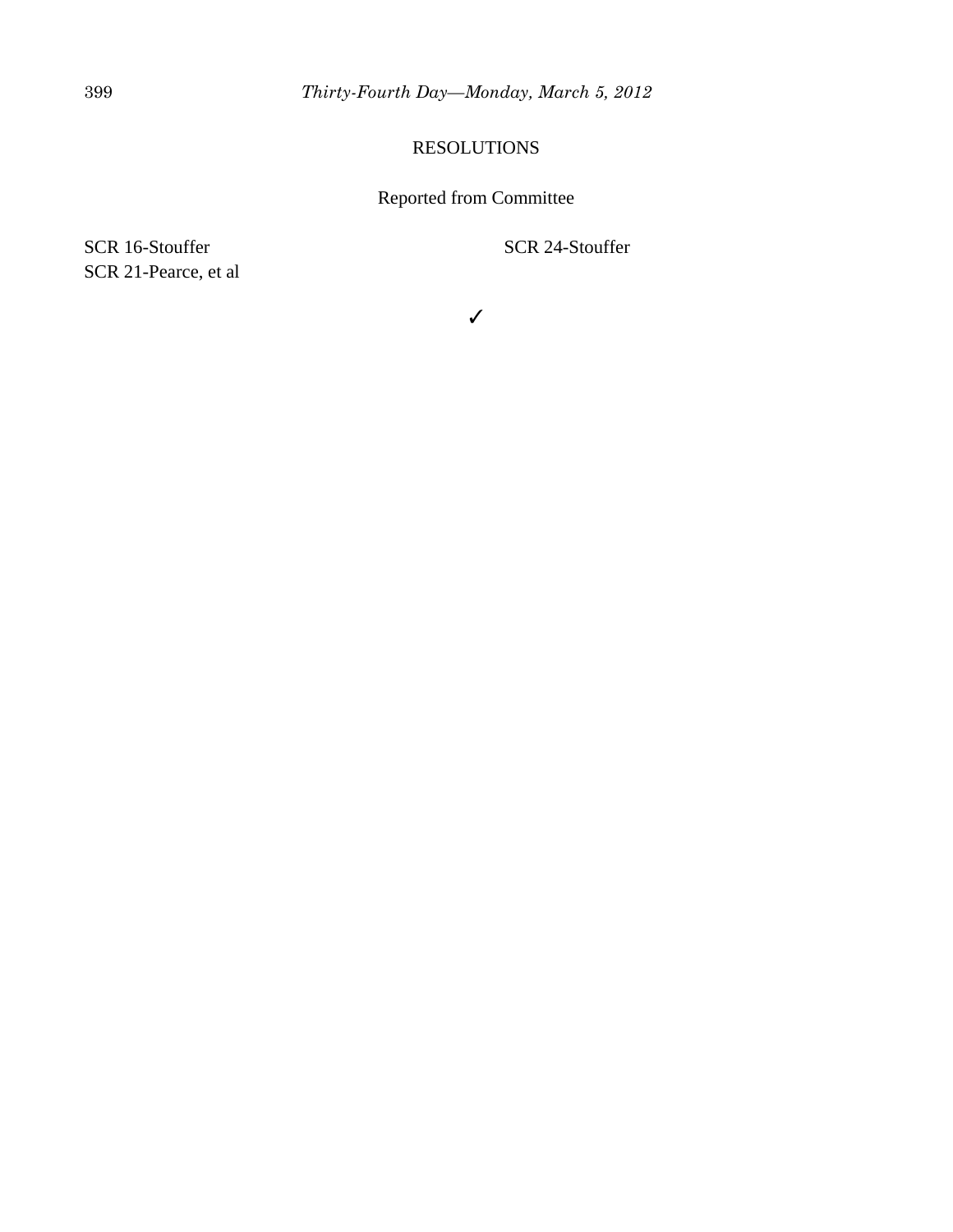## RESOLUTIONS

### Reported from Committee

SCR 16-Stouffer
SCR 21-Pearce, et al
SCR 24-Stouffer

✓